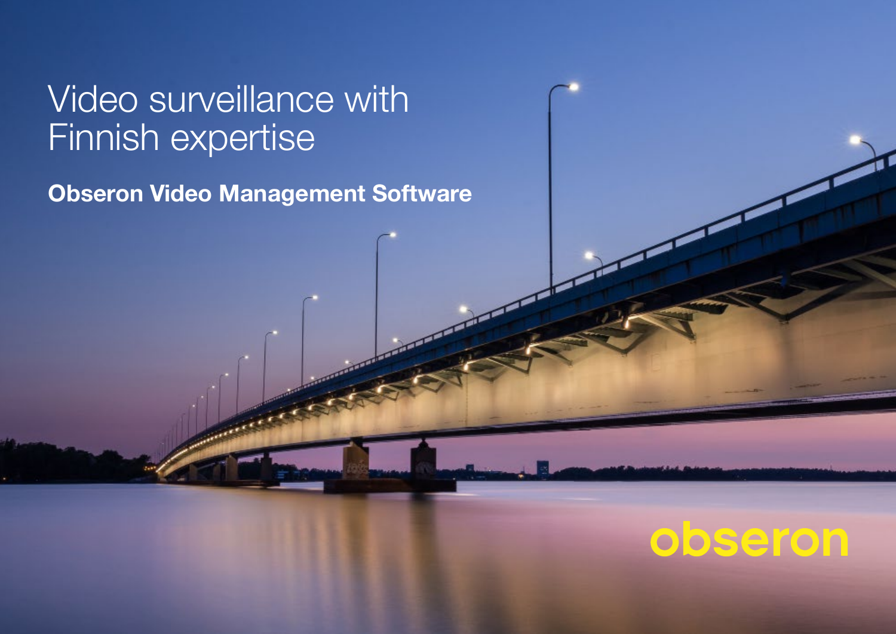# Video surveillance with Finnish expertise

**Obseron Video Management Software**

obseron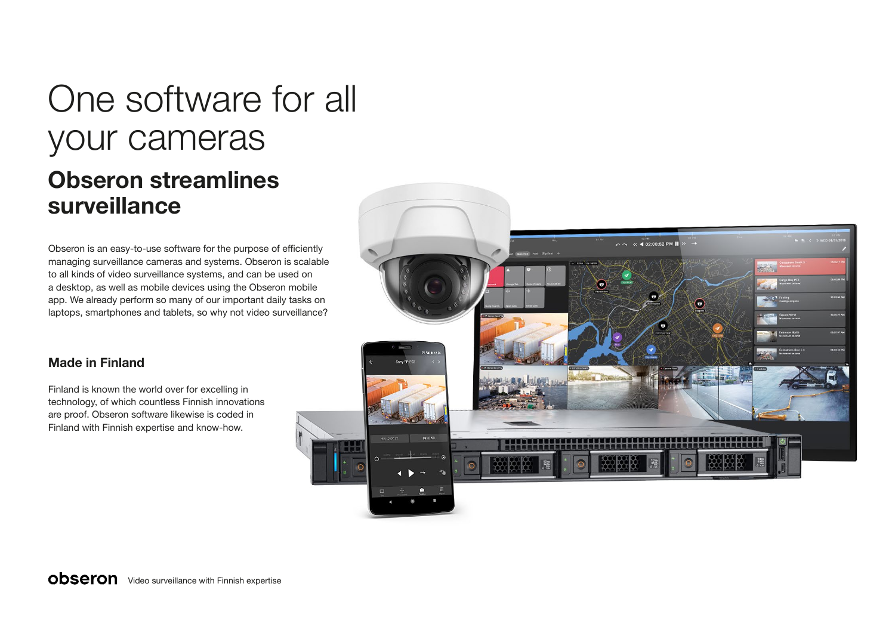# One software for all your cameras

## Obseron streamlines surveillance

Obseron is an easy-to-use software for the purpose of efficiently managing surveillance cameras and systems. Obseron is scalable to all kinds of video surveillance systems, and can be used on a desktop, as well as mobile devices using the Obseron mobile app. We already perform so many of our important daily tasks on laptops, smartphones and tablets, so why not video surveillance?

### Made in Finland

Finland is known the world over for excelling in technology, of which countless Finnish innovations are proof. Obseron software likewise is coded in Finland with Finnish expertise and know-how.

**obseron** Video surveillance with Finnish expertise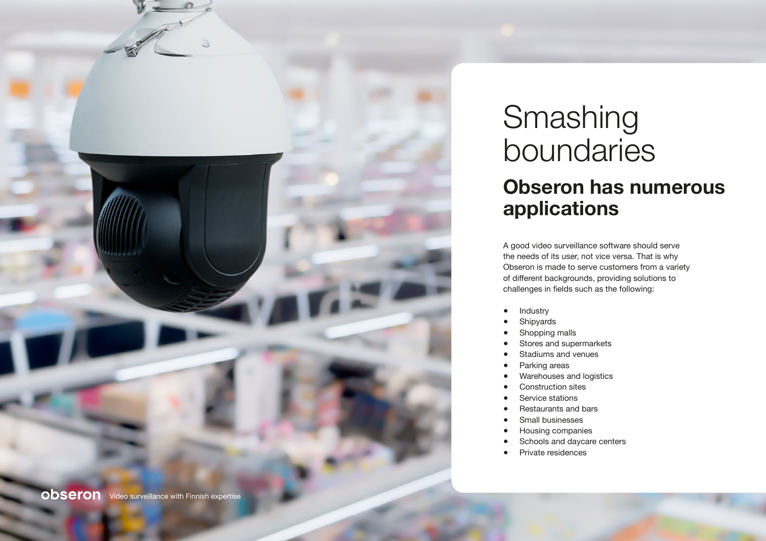# Smashing boundaries

## Obseron has numerous applications

A good video surveillance software should serve the needs of its user, not vice versa. That is why Obseron is made to serve customers from a variety of different backgrounds, providing solutions to challenges in fields such as the following:

- Industry
- Shipyards
- Shopping malls
- Stores and supermarkets
- Stadiums and venues
- Parking areas
- Warehouses and logistics
- Construction sites
- Service stations
- Restaurants and bars
- Small businesses
- Housing companies
- Schools and daycare centers
- Private residences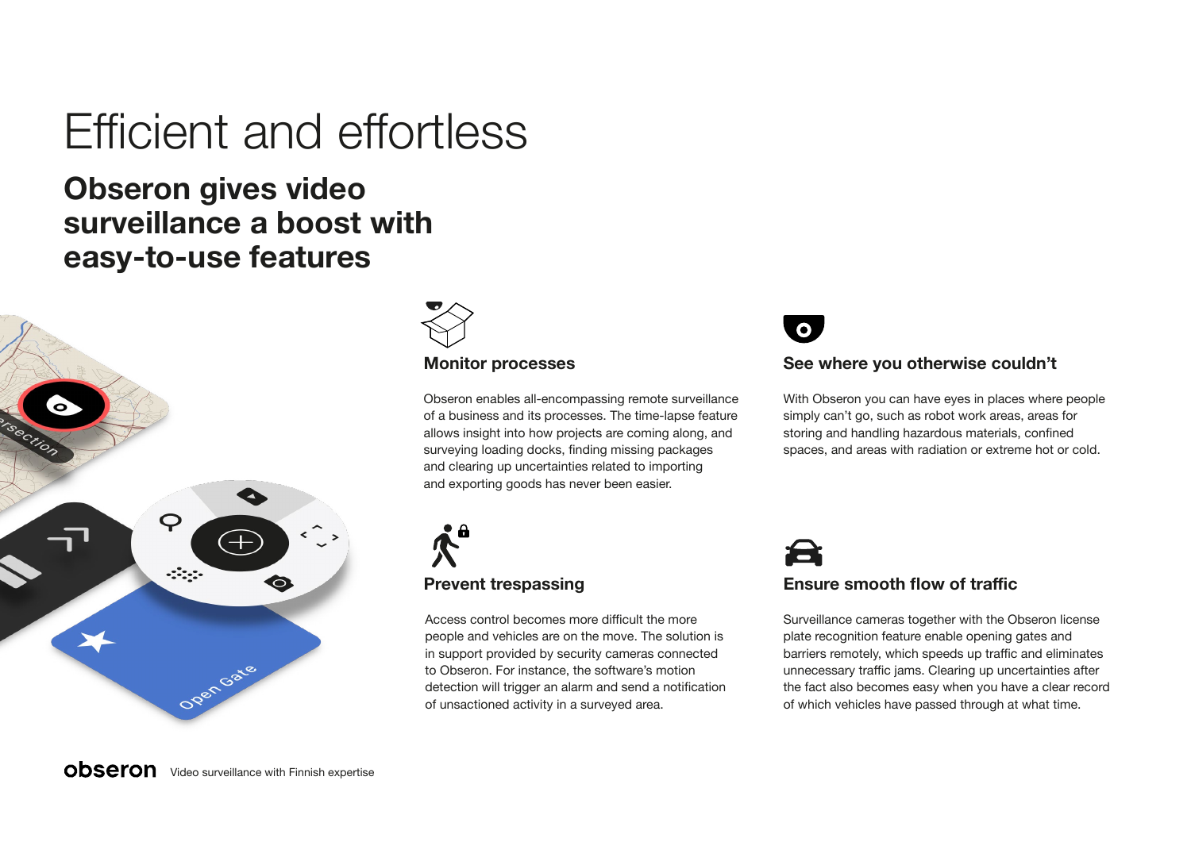# Efficient and effortless

## Obseron gives video surveillance a boost with easy-to-use features

### Monitor processes

Obseron enables all-encompassing remote surveillance of a business and its processes. The time-lapse feature allows insight into how projects are coming along, and surveying loading docks, finding missing packages and clearing up uncertainties related to importing and exporting goods has never been easier.

### See where you otherwise couldn't

With Obseron you can have eyes in places where people simply can't go, such as robot work areas, areas for storing and handling hazardous materials, confined spaces, and areas with radiation or extreme hot or cold.

### Prevent trespassing

Access control becomes more difficult the more people and vehicles are on the move. The solution is in support provided by security cameras connected to Obseron. For instance, the software's motion detection will trigger an alarm and send a notification of unsactioned activity in a surveyed area.

### Ensure smooth flow of traffic

Surveillance cameras together with the Obseron license plate recognition feature enable opening gates and barriers remotely, which speeds up traffic and eliminates unnecessary traffic jams. Clearing up uncertainties after the fact also becomes easy when you have a clear record of which vehicles have passed through at what time.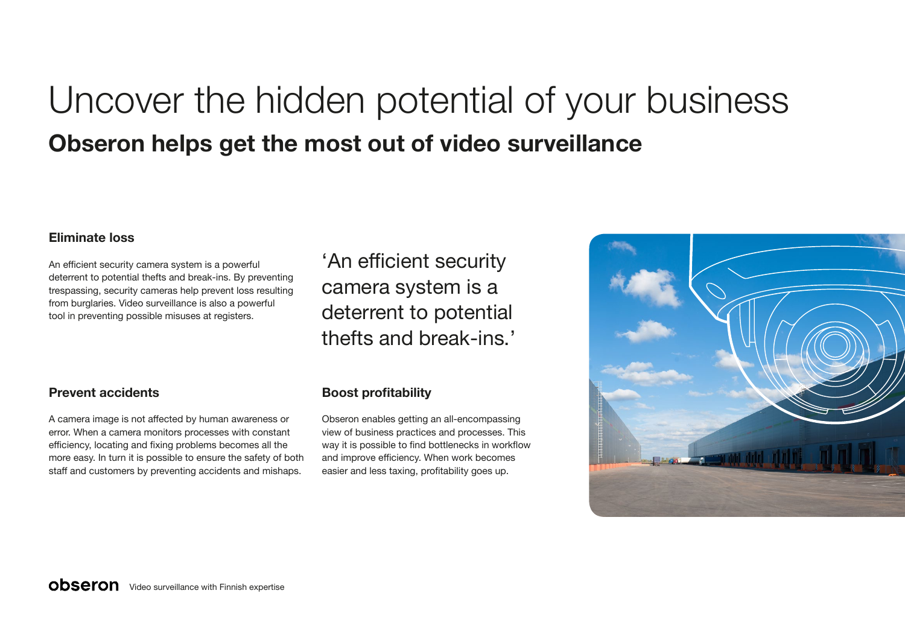# Uncover the hidden potential of your business

## Obseron helps get the most out of video surveillance

### Eliminate loss

An efficient security camera system is a powerful deterrent to potential thefts and break-ins. By preventing trespassing, security cameras help prevent loss resulting from burglaries. Video surveillance is also a powerful tool in preventing possible misuses at registers.

> ‘An efficient security camera system is a deterrent to potential thefts and break-ins.’

### Prevent accidents

A camera image is not affected by human awareness or error. When a camera monitors processes with constant efficiency, locating and fixing problems becomes all the more easy. In turn it is possible to ensure the safety of both staff and customers by preventing accidents and mishaps.

### Boost profitability

Obseron enables getting an all-encompassing view of business practices and processes. This way it is possible to find bottlenecks in workflow and improve efficiency. When work becomes easier and less taxing, profitability goes up.

**obseron** Video surveillance with Finnish expertise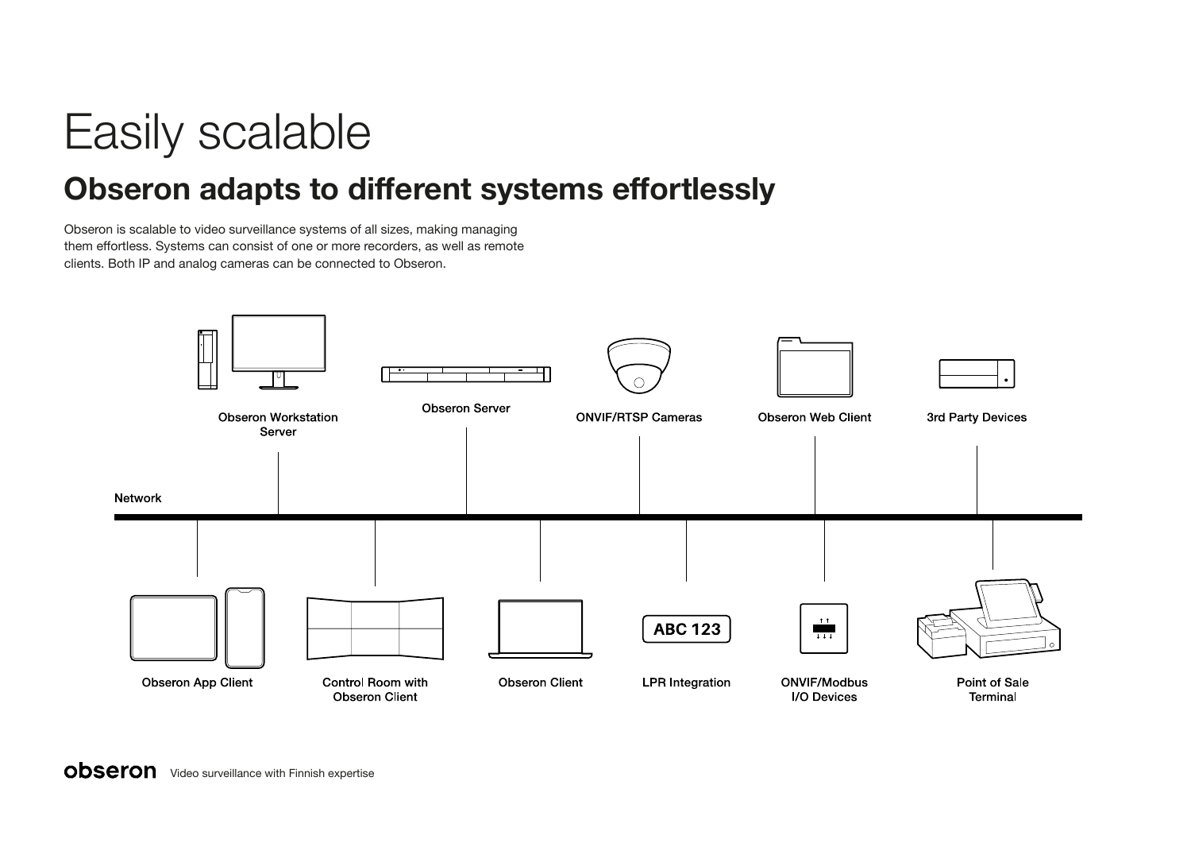# Easily scalable

## Obseron adapts to different systems effortlessly

Obseron is scalable to video surveillance systems of all sizes, making managing them effortless. Systems can consist of one or more recorders, as well as remote clients. Both IP and analog cameras can be connected to Obseron.

Obseron Workstation Server

Obseron Server

ONVIF/RTSP Cameras

Obseron Web Client

3rd Party Devices

Network

Obseron App Client

Control Room with Obseron Client

Obseron Client

LPR Integration

ONVIF/Modbus I/O Devices

Point of Sale Terminal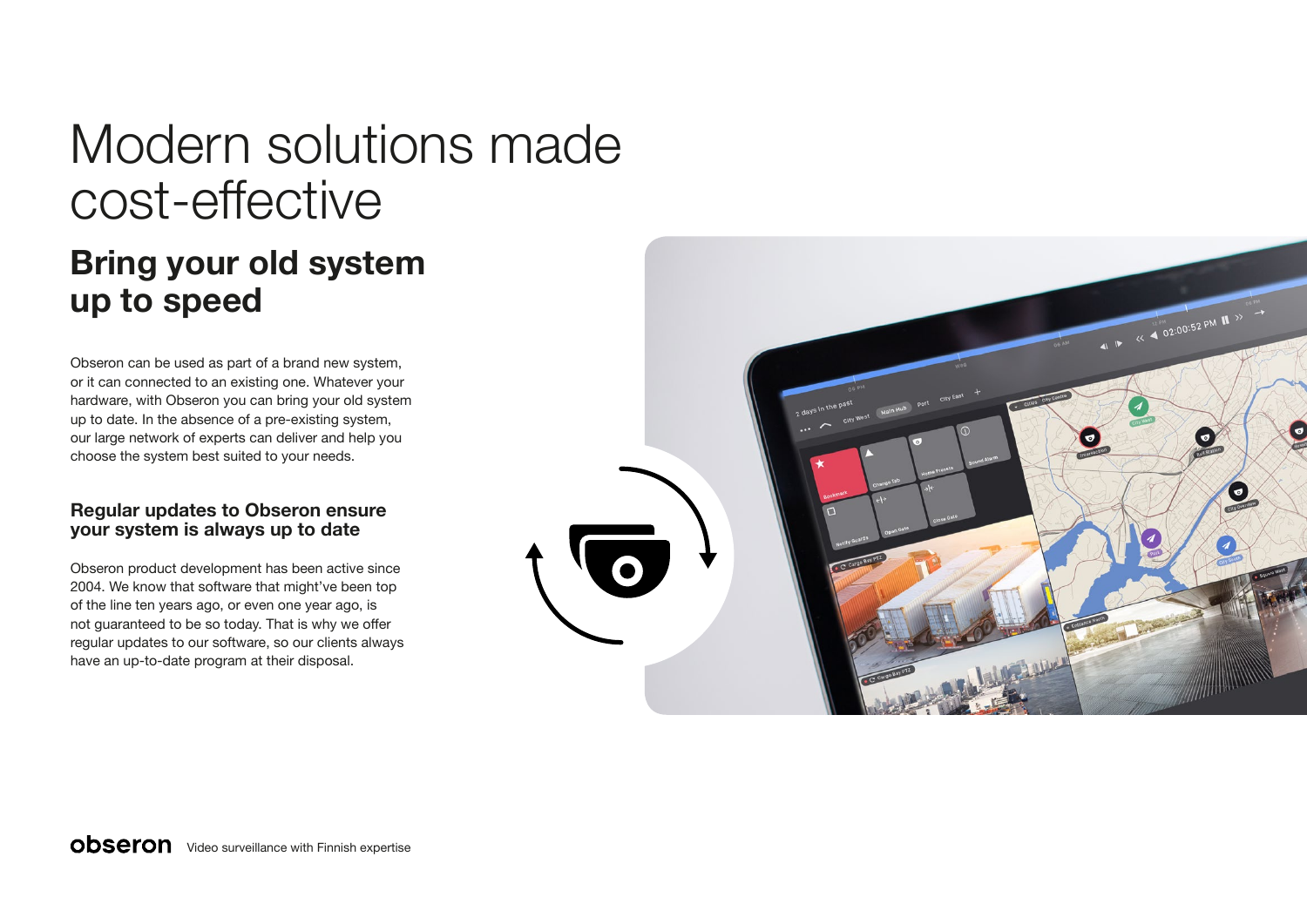# Modern solutions made cost-effective

## Bring your old system up to speed

Obseron can be used as part of a brand new system, or it can connected to an existing one. Whatever your hardware, with Obseron you can bring your old system up to date. In the absence of a pre-existing system, our large network of experts can deliver and help you choose the system best suited to your needs.

### Regular updates to Obseron ensure your system is always up to date

Obseron product development has been active since 2004. We know that software that might've been top of the line ten years ago, or even one year ago, is not guaranteed to be so today. That is why we offer regular updates to our software, so our clients always have an up-to-date program at their disposal.

**obseron** Video surveillance with Finnish expertise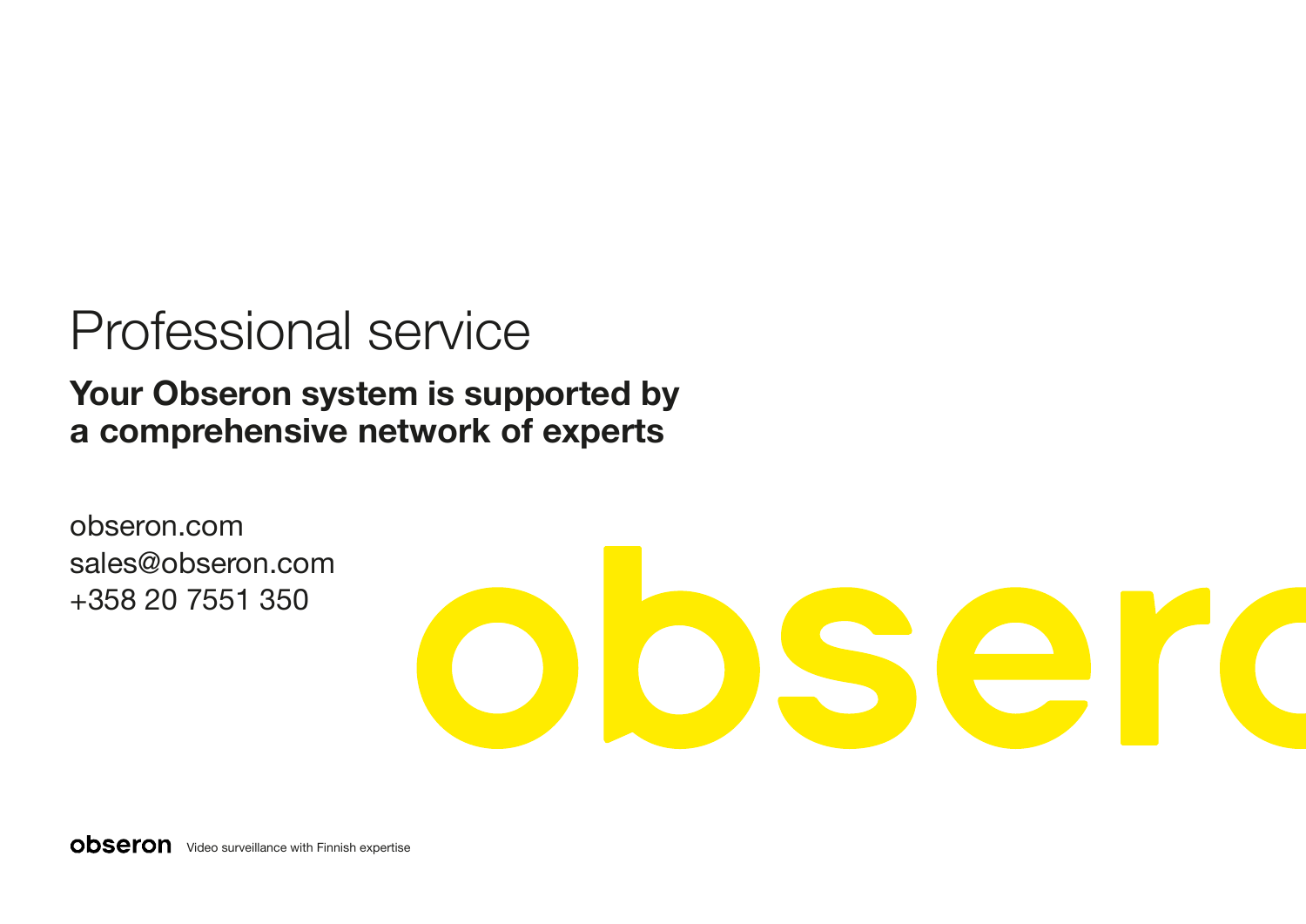# Professional service

**Your Obseron system is supported by a comprehensive network of experts**

obseron.com
sales@obseron.com
+358 20 7551 350

**obseron** Video surveillance with Finnish expertise